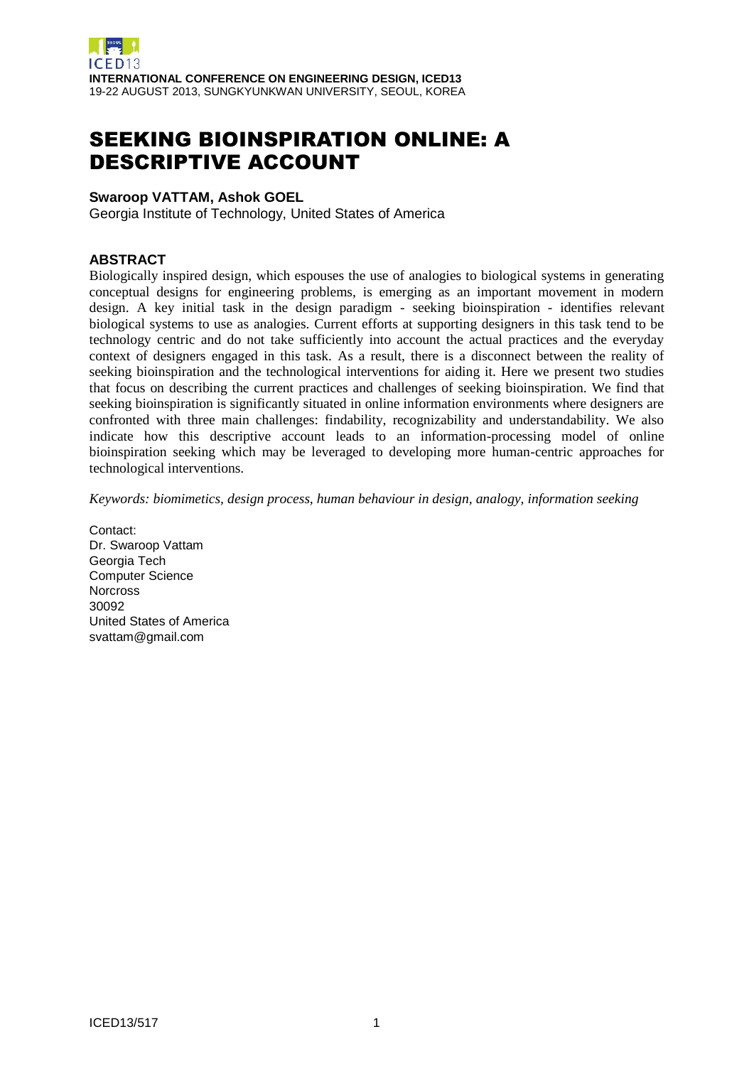ICED13

**INTERNATIONAL CONFERENCE ON ENGINEERING DESIGN, ICED13**
19-22 AUGUST 2013, SUNGKYUNKWAN UNIVERSITY, SEOUL, KOREA

# SEEKING BIOINSPIRATION ONLINE: A DESCRIPTIVE ACCOUNT

**Swaroop VATTAM, Ashok GOEL**
Georgia Institute of Technology, United States of America

## ABSTRACT

Biologically inspired design, which espouses the use of analogies to biological systems in generating conceptual designs for engineering problems, is emerging as an important movement in modern design. A key initial task in the design paradigm - seeking bioinspiration - identifies relevant biological systems to use as analogies. Current efforts at supporting designers in this task tend to be technology centric and do not take sufficiently into account the actual practices and the everyday context of designers engaged in this task. As a result, there is a disconnect between the reality of seeking bioinspiration and the technological interventions for aiding it. Here we present two studies that focus on describing the current practices and challenges of seeking bioinspiration. We find that seeking bioinspiration is significantly situated in online information environments where designers are confronted with three main challenges: findability, recognizability and understandability. We also indicate how this descriptive account leads to an information-processing model of online bioinspiration seeking which may be leveraged to developing more human-centric approaches for technological interventions.

*Keywords: biomimetics, design process, human behaviour in design, analogy, information seeking*

Contact:
Dr. Swaroop Vattam
Georgia Tech
Computer Science
Norcross
30092
United States of America
svattam@gmail.com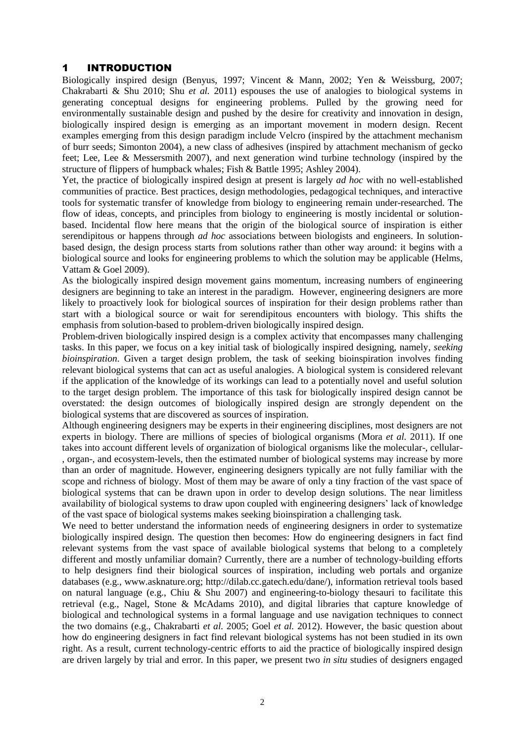# 1 INTRODUCTION

Biologically inspired design (Benyus, 1997; Vincent & Mann, 2002; Yen & Weissburg, 2007; Chakrabarti & Shu 2010; Shu *et al.* 2011) espouses the use of analogies to biological systems in generating conceptual designs for engineering problems. Pulled by the growing need for environmentally sustainable design and pushed by the desire for creativity and innovation in design, biologically inspired design is emerging as an important movement in modern design. Recent examples emerging from this design paradigm include Velcro (inspired by the attachment mechanism of burr seeds; Simonton 2004), a new class of adhesives (inspired by attachment mechanism of gecko feet; Lee, Lee & Messersmith 2007), and next generation wind turbine technology (inspired by the structure of flippers of humpback whales; Fish & Battle 1995; Ashley 2004).

Yet, the practice of biologically inspired design at present is largely *ad hoc* with no well-established communities of practice. Best practices, design methodologies, pedagogical techniques, and interactive tools for systematic transfer of knowledge from biology to engineering remain under-researched. The flow of ideas, concepts, and principles from biology to engineering is mostly incidental or solution-based. Incidental flow here means that the origin of the biological source of inspiration is either serendipitous or happens through *ad hoc* associations between biologists and engineers. In solution-based design, the design process starts from solutions rather than other way around: it begins with a biological source and looks for engineering problems to which the solution may be applicable (Helms, Vattam & Goel 2009).

As the biologically inspired design movement gains momentum, increasing numbers of engineering designers are beginning to take an interest in the paradigm. However, engineering designers are more likely to proactively look for biological sources of inspiration for their design problems rather than start with a biological source or wait for serendipitous encounters with biology. This shifts the emphasis from solution-based to problem-driven biologically inspired design.

Problem-driven biologically inspired design is a complex activity that encompasses many challenging tasks. In this paper, we focus on a key initial task of biologically inspired designing, namely, *seeking bioinspiration*. Given a target design problem, the task of seeking bioinspiration involves finding relevant biological systems that can act as useful analogies. A biological system is considered relevant if the application of the knowledge of its workings can lead to a potentially novel and useful solution to the target design problem. The importance of this task for biologically inspired design cannot be overstated: the design outcomes of biologically inspired design are strongly dependent on the biological systems that are discovered as sources of inspiration.

Although engineering designers may be experts in their engineering disciplines, most designers are not experts in biology. There are millions of species of biological organisms (Mora *et al.* 2011). If one takes into account different levels of organization of biological organisms like the molecular-, cellular-, organ-, and ecosystem-levels, then the estimated number of biological systems may increase by more than an order of magnitude. However, engineering designers typically are not fully familiar with the scope and richness of biology. Most of them may be aware of only a tiny fraction of the vast space of biological systems that can be drawn upon in order to develop design solutions. The near limitless availability of biological systems to draw upon coupled with engineering designers' lack of knowledge of the vast space of biological systems makes seeking bioinspiration a challenging task.

We need to better understand the information needs of engineering designers in order to systematize biologically inspired design. The question then becomes: How do engineering designers in fact find relevant systems from the vast space of available biological systems that belong to a completely different and mostly unfamiliar domain? Currently, there are a number of technology-building efforts to help designers find their biological sources of inspiration, including web portals and organize databases (e.g., www.asknature.org; http://dilab.cc.gatech.edu/dane/), information retrieval tools based on natural language (e.g., Chiu & Shu 2007) and engineering-to-biology thesauri to facilitate this retrieval (e.g., Nagel, Stone & McAdams 2010), and digital libraries that capture knowledge of biological and technological systems in a formal language and use navigation techniques to connect the two domains (e.g., Chakrabarti *et al.* 2005; Goel *et al.* 2012). However, the basic question about how do engineering designers in fact find relevant biological systems has not been studied in its own right. As a result, current technology-centric efforts to aid the practice of biologically inspired design are driven largely by trial and error. In this paper, we present two *in situ* studies of designers engaged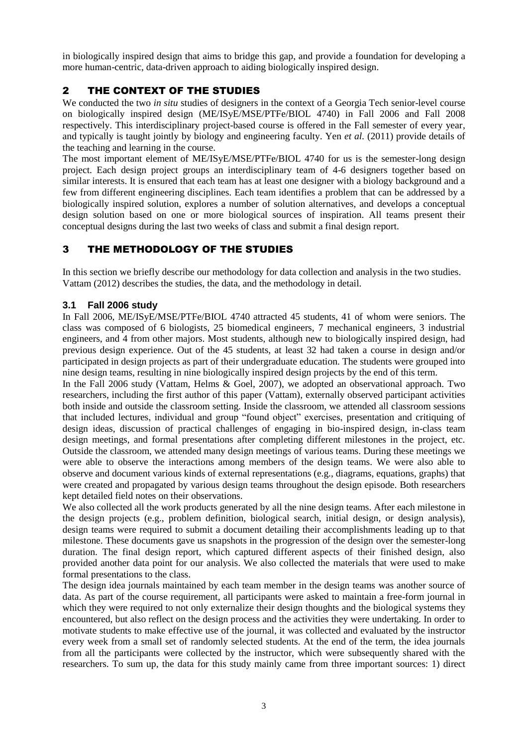in biologically inspired design that aims to bridge this gap, and provide a foundation for developing a more human-centric, data-driven approach to aiding biologically inspired design.

## 2 THE CONTEXT OF THE STUDIES

We conducted the two *in situ* studies of designers in the context of a Georgia Tech senior-level course on biologically inspired design (ME/ISyE/MSE/PTFe/BIOL 4740) in Fall 2006 and Fall 2008 respectively. This interdisciplinary project-based course is offered in the Fall semester of every year, and typically is taught jointly by biology and engineering faculty. Yen *et al.* (2011) provide details of the teaching and learning in the course.

The most important element of ME/ISyE/MSE/PTFe/BIOL 4740 for us is the semester-long design project. Each design project groups an interdisciplinary team of 4-6 designers together based on similar interests. It is ensured that each team has at least one designer with a biology background and a few from different engineering disciplines. Each team identifies a problem that can be addressed by a biologically inspired solution, explores a number of solution alternatives, and develops a conceptual design solution based on one or more biological sources of inspiration. All teams present their conceptual designs during the last two weeks of class and submit a final design report.

## 3 THE METHODOLOGY OF THE STUDIES

In this section we briefly describe our methodology for data collection and analysis in the two studies. Vattam (2012) describes the studies, the data, and the methodology in detail.

### 3.1 Fall 2006 study

In Fall 2006, ME/ISyE/MSE/PTFe/BIOL 4740 attracted 45 students, 41 of whom were seniors. The class was composed of 6 biologists, 25 biomedical engineers, 7 mechanical engineers, 3 industrial engineers, and 4 from other majors. Most students, although new to biologically inspired design, had previous design experience. Out of the 45 students, at least 32 had taken a course in design and/or participated in design projects as part of their undergraduate education. The students were grouped into nine design teams, resulting in nine biologically inspired design projects by the end of this term.

In the Fall 2006 study (Vattam, Helms & Goel, 2007), we adopted an observational approach. Two researchers, including the first author of this paper (Vattam), externally observed participant activities both inside and outside the classroom setting. Inside the classroom, we attended all classroom sessions that included lectures, individual and group "found object" exercises, presentation and critiquing of design ideas, discussion of practical challenges of engaging in bio-inspired design, in-class team design meetings, and formal presentations after completing different milestones in the project, etc. Outside the classroom, we attended many design meetings of various teams. During these meetings we were able to observe the interactions among members of the design teams. We were also able to observe and document various kinds of external representations (e.g., diagrams, equations, graphs) that were created and propagated by various design teams throughout the design episode. Both researchers kept detailed field notes on their observations.

We also collected all the work products generated by all the nine design teams. After each milestone in the design projects (e.g., problem definition, biological search, initial design, or design analysis), design teams were required to submit a document detailing their accomplishments leading up to that milestone. These documents gave us snapshots in the progression of the design over the semester-long duration. The final design report, which captured different aspects of their finished design, also provided another data point for our analysis. We also collected the materials that were used to make formal presentations to the class.

The design idea journals maintained by each team member in the design teams was another source of data. As part of the course requirement, all participants were asked to maintain a free-form journal in which they were required to not only externalize their design thoughts and the biological systems they encountered, but also reflect on the design process and the activities they were undertaking. In order to motivate students to make effective use of the journal, it was collected and evaluated by the instructor every week from a small set of randomly selected students. At the end of the term, the idea journals from all the participants were collected by the instructor, which were subsequently shared with the researchers. To sum up, the data for this study mainly came from three important sources: 1) direct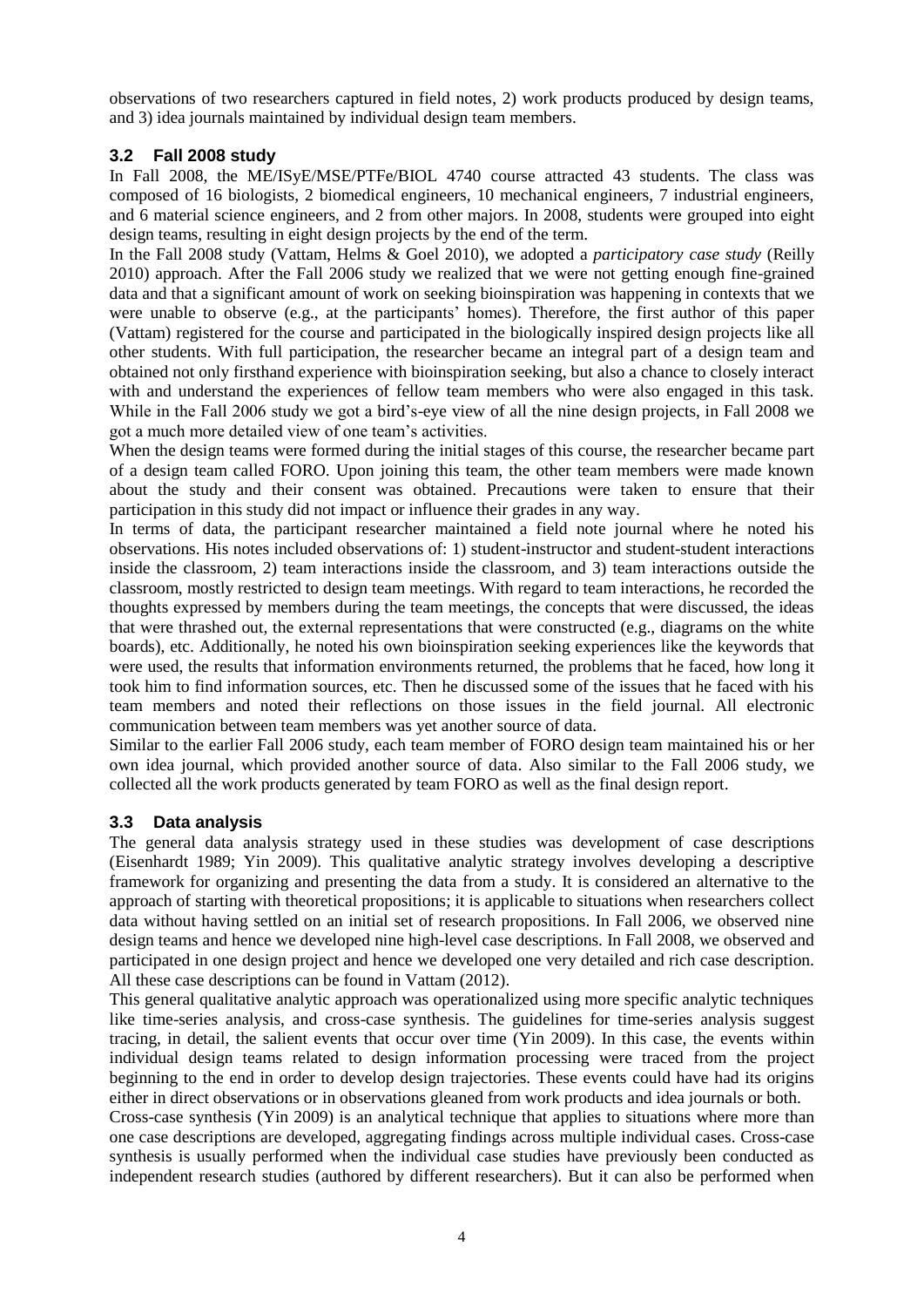observations of two researchers captured in field notes, 2) work products produced by design teams, and 3) idea journals maintained by individual design team members.

### 3.2 Fall 2008 study

In Fall 2008, the ME/ISyE/MSE/PTFe/BIOL 4740 course attracted 43 students. The class was composed of 16 biologists, 2 biomedical engineers, 10 mechanical engineers, 7 industrial engineers, and 6 material science engineers, and 2 from other majors. In 2008, students were grouped into eight design teams, resulting in eight design projects by the end of the term.

In the Fall 2008 study (Vattam, Helms & Goel 2010), we adopted a *participatory case study* (Reilly 2010) approach. After the Fall 2006 study we realized that we were not getting enough fine-grained data and that a significant amount of work on seeking bioinspiration was happening in contexts that we were unable to observe (e.g., at the participants' homes). Therefore, the first author of this paper (Vattam) registered for the course and participated in the biologically inspired design projects like all other students. With full participation, the researcher became an integral part of a design team and obtained not only firsthand experience with bioinspiration seeking, but also a chance to closely interact with and understand the experiences of fellow team members who were also engaged in this task. While in the Fall 2006 study we got a bird's-eye view of all the nine design projects, in Fall 2008 we got a much more detailed view of one team's activities.

When the design teams were formed during the initial stages of this course, the researcher became part of a design team called FORO. Upon joining this team, the other team members were made known about the study and their consent was obtained. Precautions were taken to ensure that their participation in this study did not impact or influence their grades in any way.

In terms of data, the participant researcher maintained a field note journal where he noted his observations. His notes included observations of: 1) student-instructor and student-student interactions inside the classroom, 2) team interactions inside the classroom, and 3) team interactions outside the classroom, mostly restricted to design team meetings. With regard to team interactions, he recorded the thoughts expressed by members during the team meetings, the concepts that were discussed, the ideas that were thrashed out, the external representations that were constructed (e.g., diagrams on the white boards), etc. Additionally, he noted his own bioinspiration seeking experiences like the keywords that were used, the results that information environments returned, the problems that he faced, how long it took him to find information sources, etc. Then he discussed some of the issues that he faced with his team members and noted their reflections on those issues in the field journal. All electronic communication between team members was yet another source of data.

Similar to the earlier Fall 2006 study, each team member of FORO design team maintained his or her own idea journal, which provided another source of data. Also similar to the Fall 2006 study, we collected all the work products generated by team FORO as well as the final design report.

### 3.3 Data analysis

The general data analysis strategy used in these studies was development of case descriptions (Eisenhardt 1989; Yin 2009). This qualitative analytic strategy involves developing a descriptive framework for organizing and presenting the data from a study. It is considered an alternative to the approach of starting with theoretical propositions; it is applicable to situations when researchers collect data without having settled on an initial set of research propositions. In Fall 2006, we observed nine design teams and hence we developed nine high-level case descriptions. In Fall 2008, we observed and participated in one design project and hence we developed one very detailed and rich case description. All these case descriptions can be found in Vattam (2012).

This general qualitative analytic approach was operationalized using more specific analytic techniques like time-series analysis, and cross-case synthesis. The guidelines for time-series analysis suggest tracing, in detail, the salient events that occur over time (Yin 2009). In this case, the events within individual design teams related to design information processing were traced from the project beginning to the end in order to develop design trajectories. These events could have had its origins either in direct observations or in observations gleaned from work products and idea journals or both.

Cross-case synthesis (Yin 2009) is an analytical technique that applies to situations where more than one case descriptions are developed, aggregating findings across multiple individual cases. Cross-case synthesis is usually performed when the individual case studies have previously been conducted as independent research studies (authored by different researchers). But it can also be performed when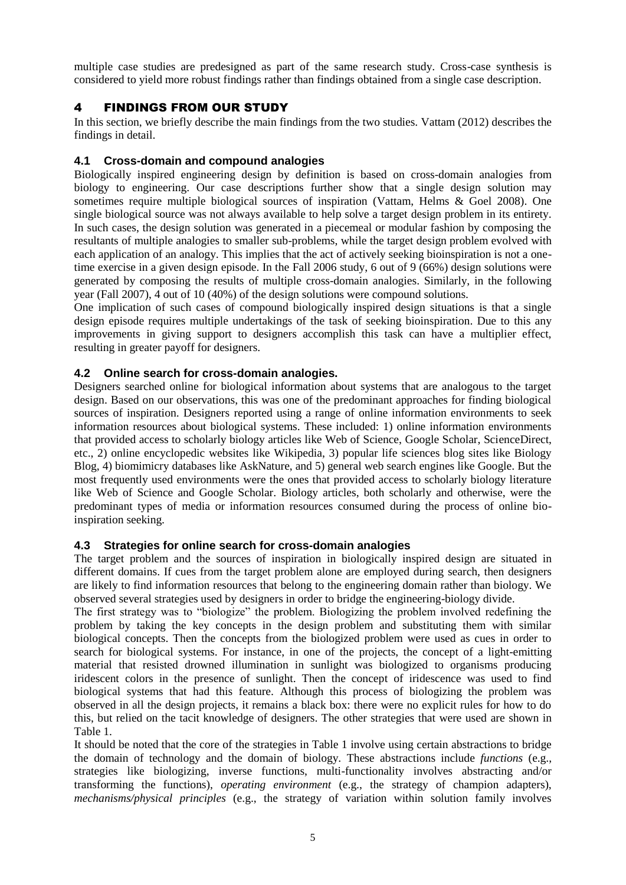multiple case studies are predesigned as part of the same research study. Cross-case synthesis is considered to yield more robust findings rather than findings obtained from a single case description.

# 4 FINDINGS FROM OUR STUDY

In this section, we briefly describe the main findings from the two studies. Vattam (2012) describes the findings in detail.

## 4.1 Cross-domain and compound analogies

Biologically inspired engineering design by definition is based on cross-domain analogies from biology to engineering. Our case descriptions further show that a single design solution may sometimes require multiple biological sources of inspiration (Vattam, Helms & Goel 2008). One single biological source was not always available to help solve a target design problem in its entirety. In such cases, the design solution was generated in a piecemeal or modular fashion by composing the resultants of multiple analogies to smaller sub-problems, while the target design problem evolved with each application of an analogy. This implies that the act of actively seeking bioinspiration is not a one-time exercise in a given design episode. In the Fall 2006 study, 6 out of 9 (66%) design solutions were generated by composing the results of multiple cross-domain analogies. Similarly, in the following year (Fall 2007), 4 out of 10 (40%) of the design solutions were compound solutions.

One implication of such cases of compound biologically inspired design situations is that a single design episode requires multiple undertakings of the task of seeking bioinspiration. Due to this any improvements in giving support to designers accomplish this task can have a multiplier effect, resulting in greater payoff for designers.

## 4.2 Online search for cross-domain analogies.

Designers searched online for biological information about systems that are analogous to the target design. Based on our observations, this was one of the predominant approaches for finding biological sources of inspiration. Designers reported using a range of online information environments to seek information resources about biological systems. These included: 1) online information environments that provided access to scholarly biology articles like Web of Science, Google Scholar, ScienceDirect, etc., 2) online encyclopedic websites like Wikipedia, 3) popular life sciences blog sites like Biology Blog, 4) biomimicry databases like AskNature, and 5) general web search engines like Google. But the most frequently used environments were the ones that provided access to scholarly biology literature like Web of Science and Google Scholar. Biology articles, both scholarly and otherwise, were the predominant types of media or information resources consumed during the process of online bio-inspiration seeking.

## 4.3 Strategies for online search for cross-domain analogies

The target problem and the sources of inspiration in biologically inspired design are situated in different domains. If cues from the target problem alone are employed during search, then designers are likely to find information resources that belong to the engineering domain rather than biology. We observed several strategies used by designers in order to bridge the engineering-biology divide.

The first strategy was to "biologize" the problem. Biologizing the problem involved redefining the problem by taking the key concepts in the design problem and substituting them with similar biological concepts. Then the concepts from the biologized problem were used as cues in order to search for biological systems. For instance, in one of the projects, the concept of a light-emitting material that resisted drowned illumination in sunlight was biologized to organisms producing iridescent colors in the presence of sunlight. Then the concept of iridescence was used to find biological systems that had this feature. Although this process of biologizing the problem was observed in all the design projects, it remains a black box: there were no explicit rules for how to do this, but relied on the tacit knowledge of designers. The other strategies that were used are shown in Table 1.

It should be noted that the core of the strategies in Table 1 involve using certain abstractions to bridge the domain of technology and the domain of biology. These abstractions include *functions* (e.g., strategies like biologizing, inverse functions, multi-functionality involves abstracting and/or transforming the functions), *operating environment* (e.g., the strategy of champion adapters), *mechanisms/physical principles* (e.g., the strategy of variation within solution family involves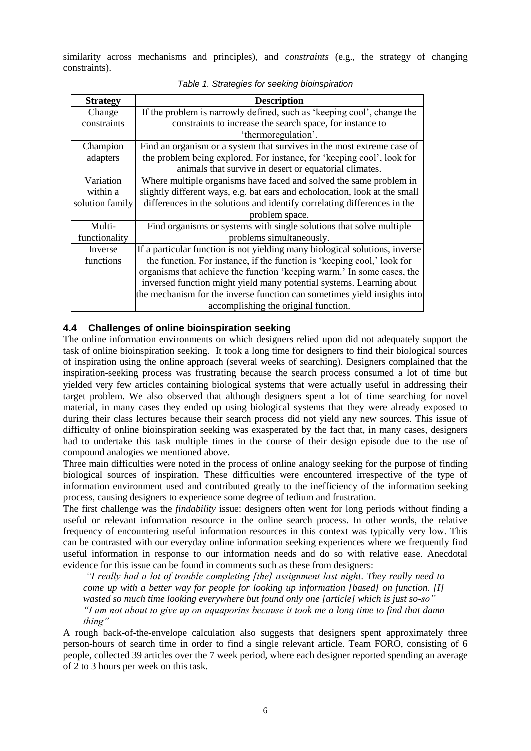similarity across mechanisms and principles), and *constraints* (e.g., the strategy of changing constraints).

*Table 1. Strategies for seeking bioinspiration*

| Strategy | Description |
| --- | --- |
| Change constraints | If the problem is narrowly defined, such as 'keeping cool', change the constraints to increase the search space, for instance to 'thermoregulation'. |
| Champion adapters | Find an organism or a system that survives in the most extreme case of the problem being explored. For instance, for 'keeping cool', look for animals that survive in desert or equatorial climates. |
| Variation within a solution family | Where multiple organisms have faced and solved the same problem in slightly different ways, e.g. bat ears and echolocation, look at the small differences in the solutions and identify correlating differences in the problem space. |
| Multi-functionality | Find organisms or systems with single solutions that solve multiple problems simultaneously. |
| Inverse functions | If a particular function is not yielding many biological solutions, inverse the function. For instance, if the function is 'keeping cool,' look for organisms that achieve the function 'keeping warm.' In some cases, the inversed function might yield many potential systems. Learning about the mechanism for the inverse function can sometimes yield insights into accomplishing the original function. |

### 4.4 Challenges of online bioinspiration seeking

The online information environments on which designers relied upon did not adequately support the task of online bioinspiration seeking. It took a long time for designers to find their biological sources of inspiration using the online approach (several weeks of searching). Designers complained that the inspiration-seeking process was frustrating because the search process consumed a lot of time but yielded very few articles containing biological systems that were actually useful in addressing their target problem. We also observed that although designers spent a lot of time searching for novel material, in many cases they ended up using biological systems that they were already exposed to during their class lectures because their search process did not yield any new sources. This issue of difficulty of online bioinspiration seeking was exasperated by the fact that, in many cases, designers had to undertake this task multiple times in the course of their design episode due to the use of compound analogies we mentioned above.

Three main difficulties were noted in the process of online analogy seeking for the purpose of finding biological sources of inspiration. These difficulties were encountered irrespective of the type of information environment used and contributed greatly to the inefficiency of the information seeking process, causing designers to experience some degree of tedium and frustration.

The first challenge was the *findability* issue: designers often went for long periods without finding a useful or relevant information resource in the online search process. In other words, the relative frequency of encountering useful information resources in this context was typically very low. This can be contrasted with our everyday online information seeking experiences where we frequently find useful information in response to our information needs and do so with relative ease. Anecdotal evidence for this issue can be found in comments such as these from designers:

> *"I really had a lot of trouble completing [the] assignment last night. They really need to come up with a better way for people for looking up information [based] on function. [I] wasted so much time looking everywhere but found only one [article] which is just so-so"*
>
> *"I am not about to give up on aquaporins because it took me a long time to find that damn thing"*

A rough back-of-the-envelope calculation also suggests that designers spent approximately three person-hours of search time in order to find a single relevant article. Team FORO, consisting of 6 people, collected 39 articles over the 7 week period, where each designer reported spending an average of 2 to 3 hours per week on this task.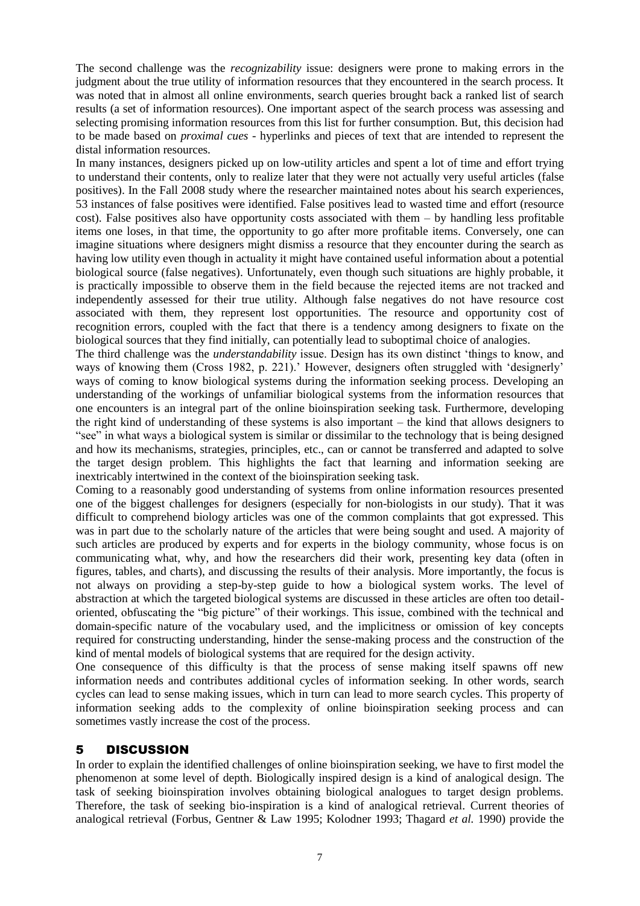The second challenge was the *recognizability* issue: designers were prone to making errors in the judgment about the true utility of information resources that they encountered in the search process. It was noted that in almost all online environments, search queries brought back a ranked list of search results (a set of information resources). One important aspect of the search process was assessing and selecting promising information resources from this list for further consumption. But, this decision had to be made based on *proximal cues* - hyperlinks and pieces of text that are intended to represent the distal information resources.

In many instances, designers picked up on low-utility articles and spent a lot of time and effort trying to understand their contents, only to realize later that they were not actually very useful articles (false positives). In the Fall 2008 study where the researcher maintained notes about his search experiences, 53 instances of false positives were identified. False positives lead to wasted time and effort (resource cost). False positives also have opportunity costs associated with them – by handling less profitable items one loses, in that time, the opportunity to go after more profitable items. Conversely, one can imagine situations where designers might dismiss a resource that they encounter during the search as having low utility even though in actuality it might have contained useful information about a potential biological source (false negatives). Unfortunately, even though such situations are highly probable, it is practically impossible to observe them in the field because the rejected items are not tracked and independently assessed for their true utility. Although false negatives do not have resource cost associated with them, they represent lost opportunities. The resource and opportunity cost of recognition errors, coupled with the fact that there is a tendency among designers to fixate on the biological sources that they find initially, can potentially lead to suboptimal choice of analogies.

The third challenge was the *understandability* issue. Design has its own distinct 'things to know, and ways of knowing them (Cross 1982, p. 221).' However, designers often struggled with 'designerly' ways of coming to know biological systems during the information seeking process. Developing an understanding of the workings of unfamiliar biological systems from the information resources that one encounters is an integral part of the online bioinspiration seeking task. Furthermore, developing the right kind of understanding of these systems is also important – the kind that allows designers to "see" in what ways a biological system is similar or dissimilar to the technology that is being designed and how its mechanisms, strategies, principles, etc., can or cannot be transferred and adapted to solve the target design problem. This highlights the fact that learning and information seeking are inextricably intertwined in the context of the bioinspiration seeking task.

Coming to a reasonably good understanding of systems from online information resources presented one of the biggest challenges for designers (especially for non-biologists in our study). That it was difficult to comprehend biology articles was one of the common complaints that got expressed. This was in part due to the scholarly nature of the articles that were being sought and used. A majority of such articles are produced by experts and for experts in the biology community, whose focus is on communicating what, why, and how the researchers did their work, presenting key data (often in figures, tables, and charts), and discussing the results of their analysis. More importantly, the focus is not always on providing a step-by-step guide to how a biological system works. The level of abstraction at which the targeted biological systems are discussed in these articles are often too detail-oriented, obfuscating the "big picture" of their workings. This issue, combined with the technical and domain-specific nature of the vocabulary used, and the implicitness or omission of key concepts required for constructing understanding, hinder the sense-making process and the construction of the kind of mental models of biological systems that are required for the design activity.

One consequence of this difficulty is that the process of sense making itself spawns off new information needs and contributes additional cycles of information seeking. In other words, search cycles can lead to sense making issues, which in turn can lead to more search cycles. This property of information seeking adds to the complexity of online bioinspiration seeking process and can sometimes vastly increase the cost of the process.

## 5 DISCUSSION

In order to explain the identified challenges of online bioinspiration seeking, we have to first model the phenomenon at some level of depth. Biologically inspired design is a kind of analogical design. The task of seeking bioinspiration involves obtaining biological analogues to target design problems. Therefore, the task of seeking bio-inspiration is a kind of analogical retrieval. Current theories of analogical retrieval (Forbus, Gentner & Law 1995; Kolodner 1993; Thagard *et al.* 1990) provide the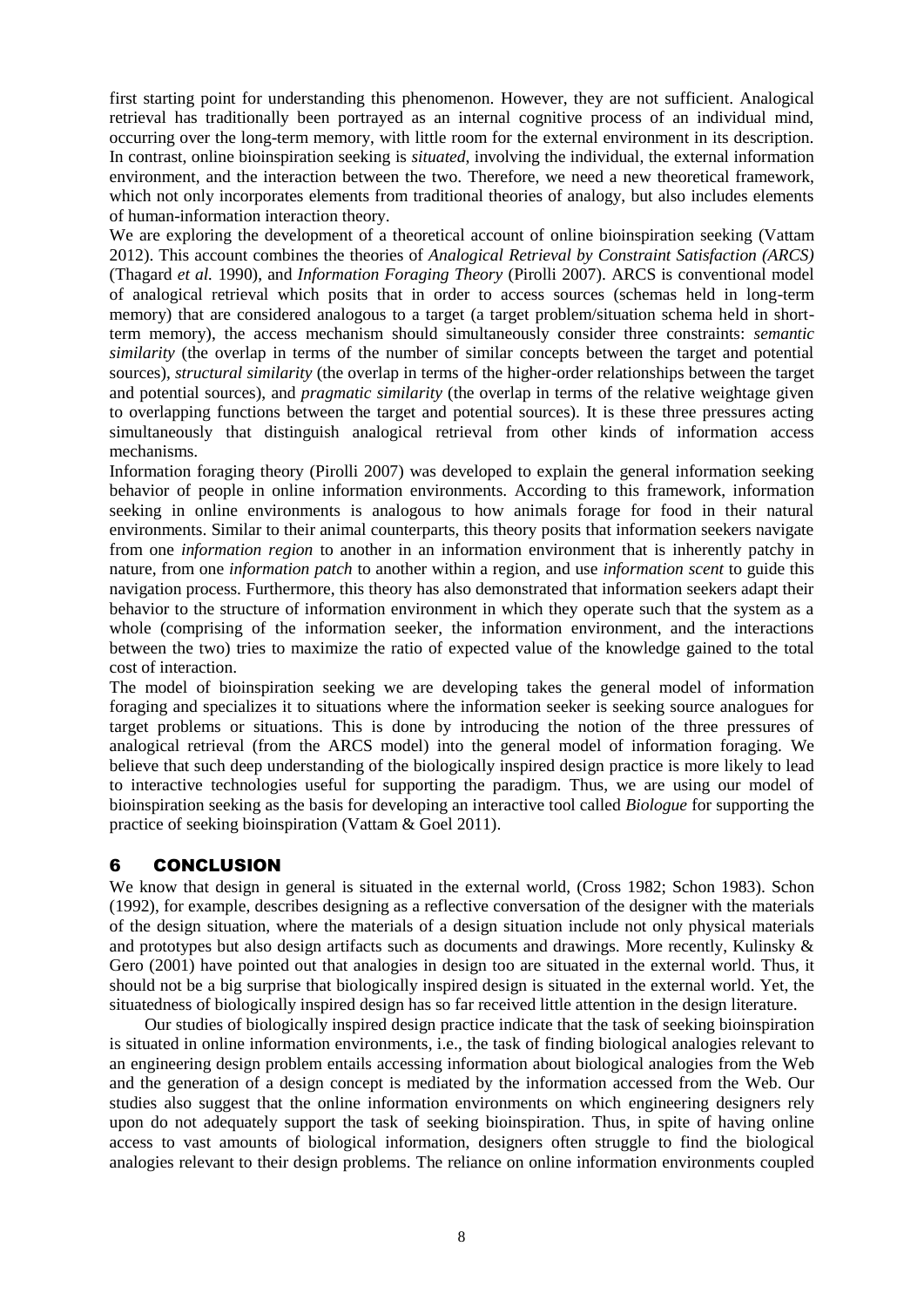first starting point for understanding this phenomenon. However, they are not sufficient. Analogical retrieval has traditionally been portrayed as an internal cognitive process of an individual mind, occurring over the long-term memory, with little room for the external environment in its description. In contrast, online bioinspiration seeking is *situated*, involving the individual, the external information environment, and the interaction between the two. Therefore, we need a new theoretical framework, which not only incorporates elements from traditional theories of analogy, but also includes elements of human-information interaction theory.

We are exploring the development of a theoretical account of online bioinspiration seeking (Vattam 2012). This account combines the theories of *Analogical Retrieval by Constraint Satisfaction (ARCS)* (Thagard *et al.* 1990), and *Information Foraging Theory* (Pirolli 2007). ARCS is conventional model of analogical retrieval which posits that in order to access sources (schemas held in long-term memory) that are considered analogous to a target (a target problem/situation schema held in short-term memory), the access mechanism should simultaneously consider three constraints: *semantic similarity* (the overlap in terms of the number of similar concepts between the target and potential sources), *structural similarity* (the overlap in terms of the higher-order relationships between the target and potential sources), and *pragmatic similarity* (the overlap in terms of the relative weightage given to overlapping functions between the target and potential sources). It is these three pressures acting simultaneously that distinguish analogical retrieval from other kinds of information access mechanisms.

Information foraging theory (Pirolli 2007) was developed to explain the general information seeking behavior of people in online information environments. According to this framework, information seeking in online environments is analogous to how animals forage for food in their natural environments. Similar to their animal counterparts, this theory posits that information seekers navigate from one *information region* to another in an information environment that is inherently patchy in nature, from one *information patch* to another within a region, and use *information scent* to guide this navigation process. Furthermore, this theory has also demonstrated that information seekers adapt their behavior to the structure of information environment in which they operate such that the system as a whole (comprising of the information seeker, the information environment, and the interactions between the two) tries to maximize the ratio of expected value of the knowledge gained to the total cost of interaction.

The model of bioinspiration seeking we are developing takes the general model of information foraging and specializes it to situations where the information seeker is seeking source analogues for target problems or situations. This is done by introducing the notion of the three pressures of analogical retrieval (from the ARCS model) into the general model of information foraging. We believe that such deep understanding of the biologically inspired design practice is more likely to lead to interactive technologies useful for supporting the paradigm. Thus, we are using our model of bioinspiration seeking as the basis for developing an interactive tool called *Biologue* for supporting the practice of seeking bioinspiration (Vattam & Goel 2011).

# 6 CONCLUSION

We know that design in general is situated in the external world, (Cross 1982; Schon 1983). Schon (1992), for example, describes designing as a reflective conversation of the designer with the materials of the design situation, where the materials of a design situation include not only physical materials and prototypes but also design artifacts such as documents and drawings. More recently, Kulinsky & Gero (2001) have pointed out that analogies in design too are situated in the external world. Thus, it should not be a big surprise that biologically inspired design is situated in the external world. Yet, the situatedness of biologically inspired design has so far received little attention in the design literature.

Our studies of biologically inspired design practice indicate that the task of seeking bioinspiration is situated in online information environments, i.e., the task of finding biological analogies relevant to an engineering design problem entails accessing information about biological analogies from the Web and the generation of a design concept is mediated by the information accessed from the Web. Our studies also suggest that the online information environments on which engineering designers rely upon do not adequately support the task of seeking bioinspiration. Thus, in spite of having online access to vast amounts of biological information, designers often struggle to find the biological analogies relevant to their design problems. The reliance on online information environments coupled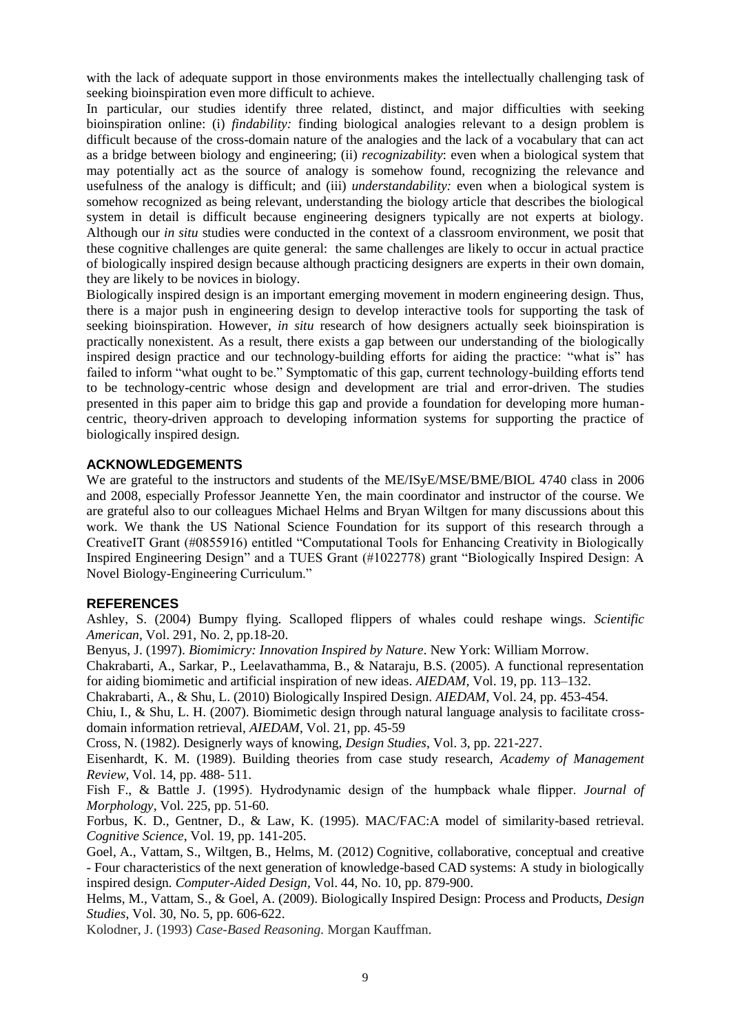with the lack of adequate support in those environments makes the intellectually challenging task of seeking bioinspiration even more difficult to achieve.

In particular, our studies identify three related, distinct, and major difficulties with seeking bioinspiration online: (i) *findability:* finding biological analogies relevant to a design problem is difficult because of the cross-domain nature of the analogies and the lack of a vocabulary that can act as a bridge between biology and engineering; (ii) *recognizability*: even when a biological system that may potentially act as the source of analogy is somehow found, recognizing the relevance and usefulness of the analogy is difficult; and (iii) *understandability:* even when a biological system is somehow recognized as being relevant, understanding the biology article that describes the biological system in detail is difficult because engineering designers typically are not experts at biology. Although our *in situ* studies were conducted in the context of a classroom environment, we posit that these cognitive challenges are quite general: the same challenges are likely to occur in actual practice of biologically inspired design because although practicing designers are experts in their own domain, they are likely to be novices in biology.

Biologically inspired design is an important emerging movement in modern engineering design. Thus, there is a major push in engineering design to develop interactive tools for supporting the task of seeking bioinspiration. However, *in situ* research of how designers actually seek bioinspiration is practically nonexistent. As a result, there exists a gap between our understanding of the biologically inspired design practice and our technology-building efforts for aiding the practice: "what is" has failed to inform "what ought to be." Symptomatic of this gap, current technology-building efforts tend to be technology-centric whose design and development are trial and error-driven. The studies presented in this paper aim to bridge this gap and provide a foundation for developing more human-centric, theory-driven approach to developing information systems for supporting the practice of biologically inspired design.

## ACKNOWLEDGEMENTS

We are grateful to the instructors and students of the ME/ISyE/MSE/BME/BIOL 4740 class in 2006 and 2008, especially Professor Jeannette Yen, the main coordinator and instructor of the course. We are grateful also to our colleagues Michael Helms and Bryan Wiltgen for many discussions about this work. We thank the US National Science Foundation for its support of this research through a CreativeIT Grant (#0855916) entitled "Computational Tools for Enhancing Creativity in Biologically Inspired Engineering Design" and a TUES Grant (#1022778) grant "Biologically Inspired Design: A Novel Biology-Engineering Curriculum."

## REFERENCES

Ashley, S. (2004) Bumpy flying. Scalloped flippers of whales could reshape wings. *Scientific American*, Vol. 291, No. 2, pp.18-20.

Benyus, J. (1997). *Biomimicry: Innovation Inspired by Nature*. New York: William Morrow.

Chakrabarti, A., Sarkar, P., Leelavathamma, B., & Nataraju, B.S. (2005). A functional representation for aiding biomimetic and artificial inspiration of new ideas. *AIEDAM*, Vol. 19, pp. 113–132.

Chakrabarti, A., & Shu, L. (2010) Biologically Inspired Design. *AIEDAM*, Vol. 24, pp. 453-454.

Chiu, I., & Shu, L. H. (2007). Biomimetic design through natural language analysis to facilitate cross-domain information retrieval, *AIEDAM*, Vol. 21, pp. 45-59

Cross, N. (1982). Designerly ways of knowing, *Design Studies*, Vol. 3, pp. 221-227.

Eisenhardt, K. M. (1989). Building theories from case study research, *Academy of Management Review*, Vol. 14, pp. 488- 511.

Fish F., & Battle J. (1995). Hydrodynamic design of the humpback whale flipper. *Journal of Morphology*, Vol. 225, pp. 51-60.

Forbus, K. D., Gentner, D., & Law, K. (1995). MAC/FAC:A model of similarity-based retrieval. *Cognitive Science*, Vol. 19, pp. 141-205.

Goel, A., Vattam, S., Wiltgen, B., Helms, M. (2012) Cognitive, collaborative, conceptual and creative - Four characteristics of the next generation of knowledge-based CAD systems: A study in biologically inspired design. *Computer-Aided Design*, Vol. 44, No. 10, pp. 879-900.

Helms, M., Vattam, S., & Goel, A. (2009). Biologically Inspired Design: Process and Products, *Design Studies*, Vol. 30, No. 5, pp. 606-622.

Kolodner, J. (1993) *Case-Based Reasoning.* Morgan Kauffman.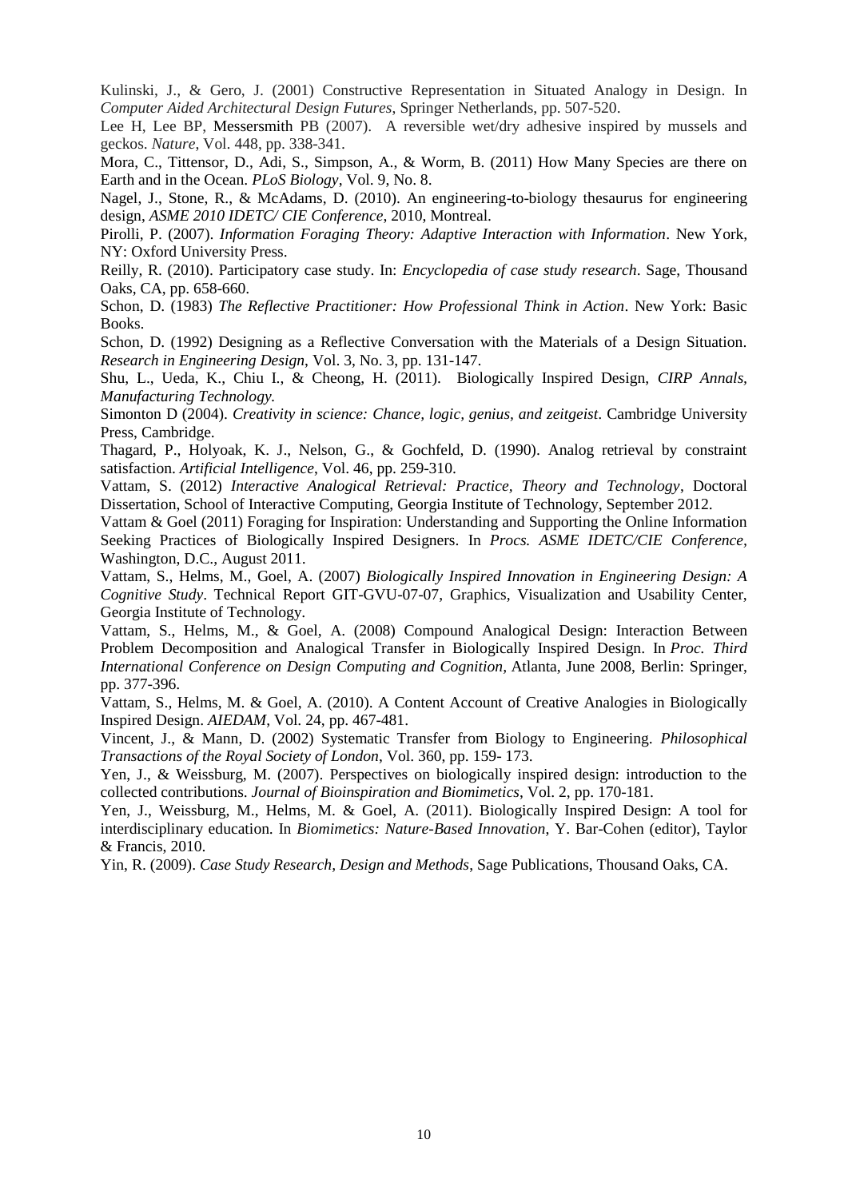Kulinski, J., & Gero, J. (2001) Constructive Representation in Situated Analogy in Design. In *Computer Aided Architectural Design Futures*, Springer Netherlands, pp. 507-520.

Lee H, Lee BP, Messersmith PB (2007). A reversible wet/dry adhesive inspired by mussels and geckos. *Nature*, Vol. 448, pp. 338-341.

Mora, C., Tittensor, D., Adi, S., Simpson, A., & Worm, B. (2011) How Many Species are there on Earth and in the Ocean. *PLoS Biology*, Vol. 9, No. 8.

Nagel, J., Stone, R., & McAdams, D. (2010). An engineering-to-biology thesaurus for engineering design, *ASME 2010 IDETC/ CIE Conference*, 2010, Montreal.

Pirolli, P. (2007). *Information Foraging Theory: Adaptive Interaction with Information*. New York, NY: Oxford University Press.

Reilly, R. (2010). Participatory case study. In: *Encyclopedia of case study research*. Sage, Thousand Oaks, CA, pp. 658-660.

Schon, D. (1983) *The Reflective Practitioner: How Professional Think in Action*. New York: Basic Books.

Schon, D. (1992) Designing as a Reflective Conversation with the Materials of a Design Situation. *Research in Engineering Design*, Vol. 3, No. 3, pp. 131-147.

Shu, L., Ueda, K., Chiu I., & Cheong, H. (2011). Biologically Inspired Design, *CIRP Annals, Manufacturing Technology.*

Simonton D (2004). *Creativity in science: Chance, logic, genius, and zeitgeist*. Cambridge University Press, Cambridge.

Thagard, P., Holyoak, K. J., Nelson, G., & Gochfeld, D. (1990). Analog retrieval by constraint satisfaction. *Artificial Intelligence*, Vol. 46, pp. 259-310.

Vattam, S. (2012) *Interactive Analogical Retrieval: Practice, Theory and Technology*, Doctoral Dissertation, School of Interactive Computing, Georgia Institute of Technology, September 2012.

Vattam & Goel (2011) Foraging for Inspiration: Understanding and Supporting the Online Information Seeking Practices of Biologically Inspired Designers. In *Procs. ASME IDETC/CIE Conference*, Washington, D.C., August 2011.

Vattam, S., Helms, M., Goel, A. (2007) *Biologically Inspired Innovation in Engineering Design: A Cognitive Study*. Technical Report GIT-GVU-07-07, Graphics, Visualization and Usability Center, Georgia Institute of Technology.

Vattam, S., Helms, M., & Goel, A. (2008) Compound Analogical Design: Interaction Between Problem Decomposition and Analogical Transfer in Biologically Inspired Design. In *Proc. Third International Conference on Design Computing and Cognition*, Atlanta, June 2008, Berlin: Springer, pp. 377-396.

Vattam, S., Helms, M. & Goel, A. (2010). A Content Account of Creative Analogies in Biologically Inspired Design. *AIEDAM*, Vol. 24, pp. 467-481.

Vincent, J., & Mann, D. (2002) Systematic Transfer from Biology to Engineering. *Philosophical Transactions of the Royal Society of London*, Vol. 360, pp. 159- 173.

Yen, J., & Weissburg, M. (2007). Perspectives on biologically inspired design: introduction to the collected contributions. *Journal of Bioinspiration and Biomimetics*, Vol. 2, pp. 170-181.

Yen, J., Weissburg, M., Helms, M. & Goel, A. (2011). Biologically Inspired Design: A tool for interdisciplinary education. In *Biomimetics: Nature-Based Innovation*, Y. Bar-Cohen (editor), Taylor & Francis, 2010.

Yin, R. (2009). *Case Study Research, Design and Methods*, Sage Publications, Thousand Oaks, CA.